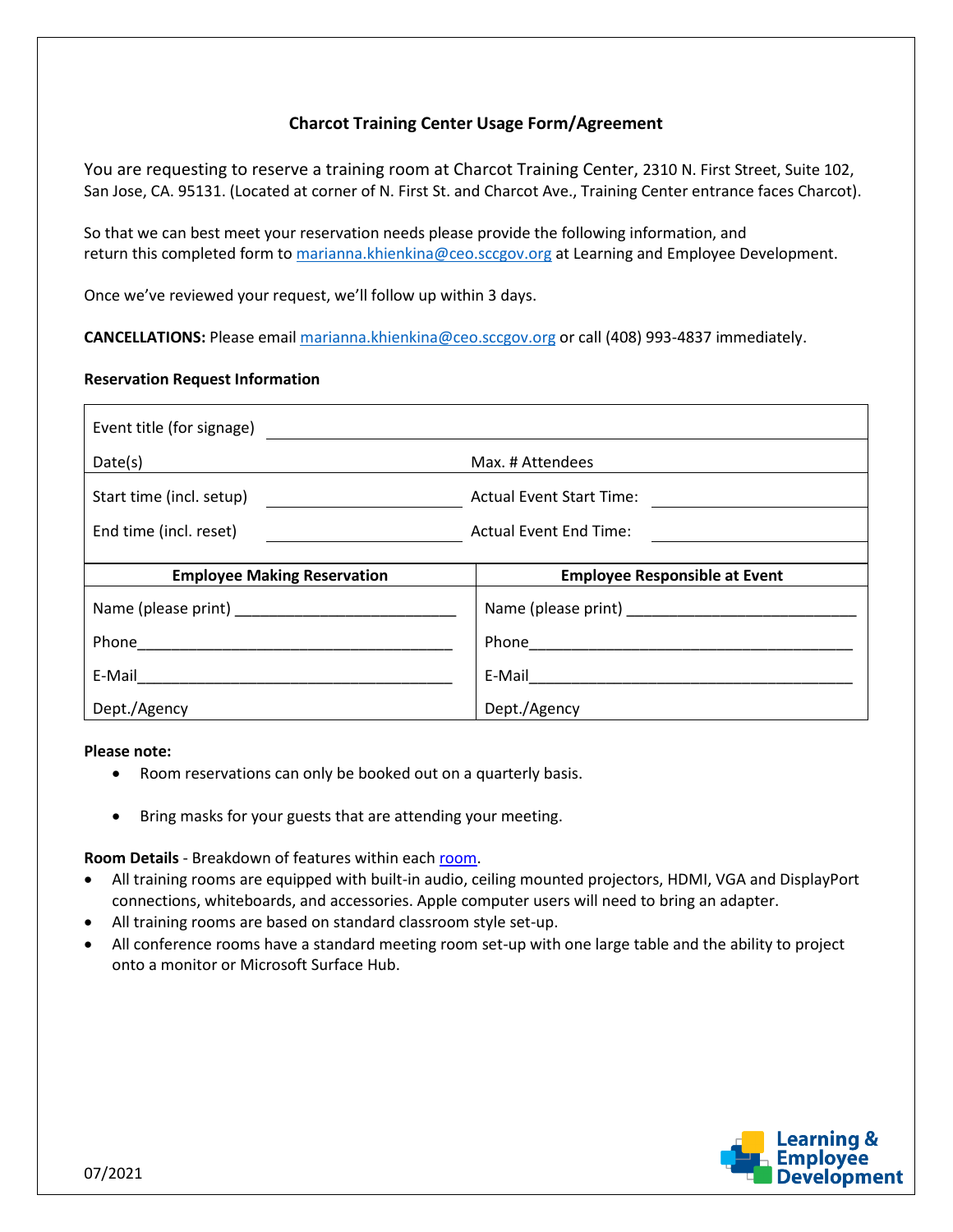# Charcot Training Center Usage Form/Agreement

You are requesting to reserve a training room at Charcot Training Center, 2310 N. First Street, Suite 102, San Jose, CA. 95131. (Located at corner of N. First St. and Charcot Ave., Training Center entrance faces Charcot).

So that we can best meet your reservation needs please provide the following information, and return this completed form to marianna.khienkina@ceo.sccgov.org at Learning and Employee Development.

Once we've reviewed your request, we'll follow up within 3 days.

**CANCELLATIONS:** Please email marianna.khienkina@ceo.sccgov.org or call (408) 993-4837 immediately.

**Reservation Request Information**

| | |
|---|---|
| Event title (for signage) ______________________ | |
| Date(s) | Max. # Attendees |
| Start time (incl. setup) ______________________ | Actual Event Start Time: ______________________ |
| End time (incl. reset) ______________________ | Actual Event End Time: ______________________ |

| Employee Making Reservation | Employee Responsible at Event |
|---|---|
| Name (please print) ___________________________ | Name (please print) ___________________________ |
| Phone_______________________________________ | Phone_______________________________________ |
| E-Mail______________________________________ | E-Mail______________________________________ |
| Dept./Agency | Dept./Agency |

**Please note:**

- Room reservations can only be booked out on a quarterly basis.
- Bring masks for your guests that are attending your meeting.

**Room Details** - Breakdown of features within each room.

- All training rooms are equipped with built-in audio, ceiling mounted projectors, HDMI, VGA and DisplayPort connections, whiteboards, and accessories. Apple computer users will need to bring an adapter.
- All training rooms are based on standard classroom style set-up.
- All conference rooms have a standard meeting room set-up with one large table and the ability to project onto a monitor or Microsoft Surface Hub.

07/2021

Learning & Employee Development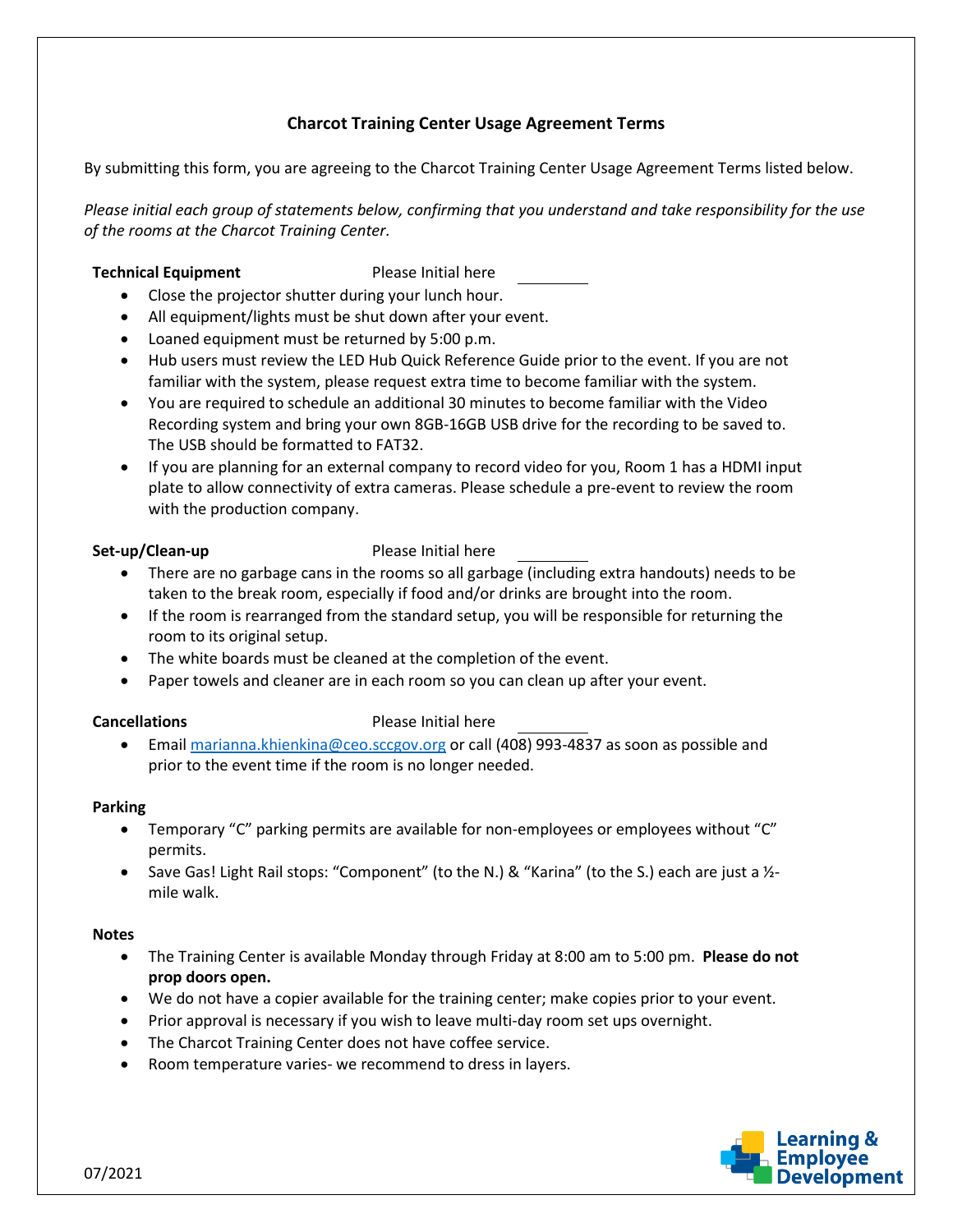## Charcot Training Center Usage Agreement Terms

By submitting this form, you are agreeing to the Charcot Training Center Usage Agreement Terms listed below.

*Please initial each group of statements below, confirming that you understand and take responsibility for the use of the rooms at the Charcot Training Center.*

**Technical Equipment** Please Initial here ________

- Close the projector shutter during your lunch hour.
- All equipment/lights must be shut down after your event.
- Loaned equipment must be returned by 5:00 p.m.
- Hub users must review the LED Hub Quick Reference Guide prior to the event. If you are not familiar with the system, please request extra time to become familiar with the system.
- You are required to schedule an additional 30 minutes to become familiar with the Video Recording system and bring your own 8GB-16GB USB drive for the recording to be saved to. The USB should be formatted to FAT32.
- If you are planning for an external company to record video for you, Room 1 has a HDMI input plate to allow connectivity of extra cameras. Please schedule a pre-event to review the room with the production company.

**Set-up/Clean-up** Please Initial here ________

- There are no garbage cans in the rooms so all garbage (including extra handouts) needs to be taken to the break room, especially if food and/or drinks are brought into the room.
- If the room is rearranged from the standard setup, you will be responsible for returning the room to its original setup.
- The white boards must be cleaned at the completion of the event.
- Paper towels and cleaner are in each room so you can clean up after your event.

**Cancellations** Please Initial here ________

- Email marianna.khienkina@ceo.sccgov.org or call (408) 993-4837 as soon as possible and prior to the event time if the room is no longer needed.

**Parking**

- Temporary "C" parking permits are available for non-employees or employees without "C" permits.
- Save Gas! Light Rail stops: "Component" (to the N.) & "Karina" (to the S.) each are just a ½-mile walk.

**Notes**

- The Training Center is available Monday through Friday at 8:00 am to 5:00 pm. **Please do not prop doors open.**
- We do not have a copier available for the training center; make copies prior to your event.
- Prior approval is necessary if you wish to leave multi-day room set ups overnight.
- The Charcot Training Center does not have coffee service.
- Room temperature varies- we recommend to dress in layers.

07/2021

Learning & Employee Development